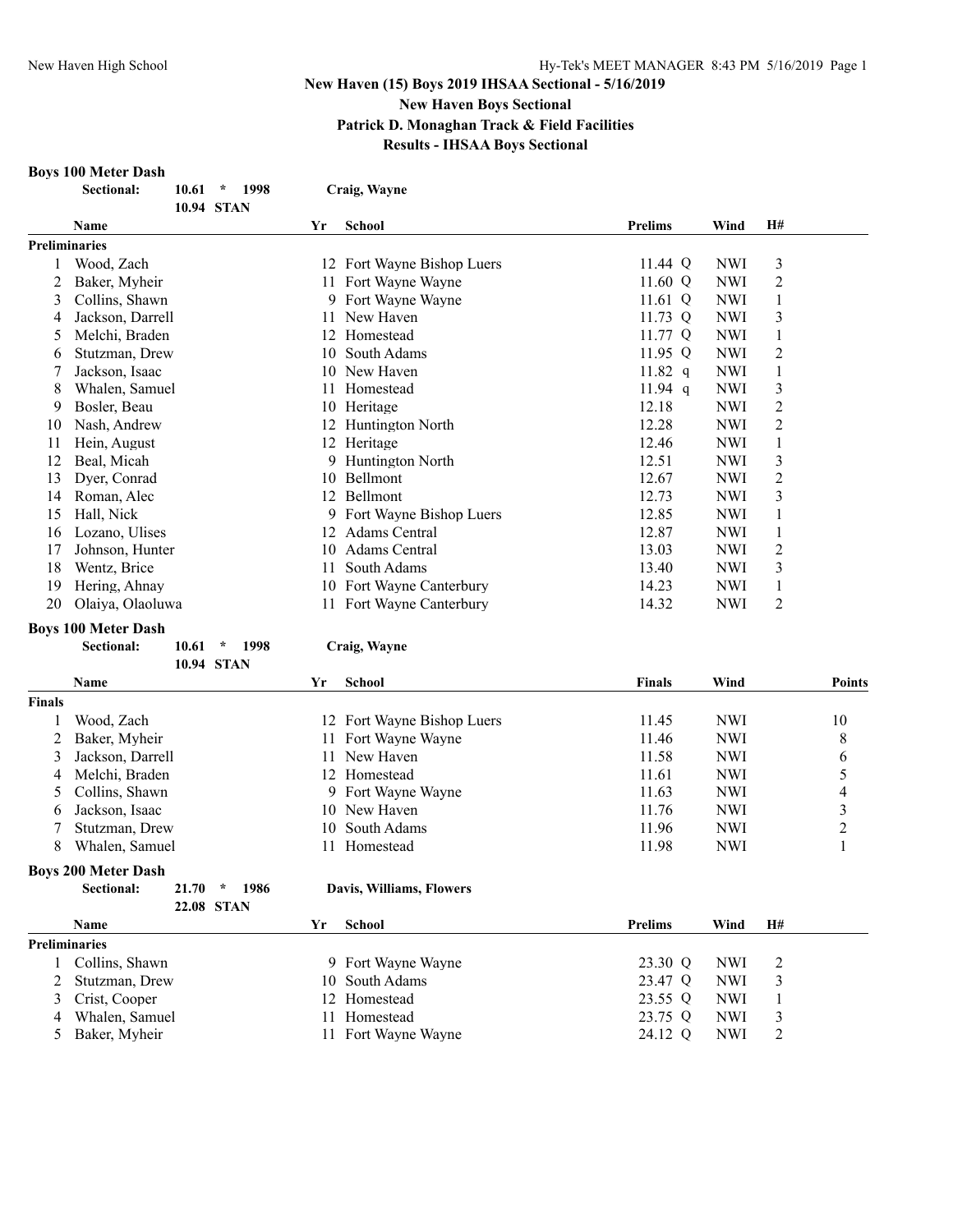# New Haven (15) Boys 2019 IHSAA Sectional - 5/16/2019

## New Haven Boys Sectional

## Patrick D. Monaghan Track & Field Facilities

## Results - IHSAA Boys Sectional

### Boys 100 Meter Dash

**Sectional:** **10.61 * 1998** **Craig, Wayne**
**10.94 STAN**

| | Name | Yr | School | Prelims | Wind | H# |
|---|---|---|---|---|---|---|
| **Preliminaries** | | | | | | |
| 1 | Wood, Zach | 12 | Fort Wayne Bishop Luers | 11.44 Q | NWI | 3 |
| 2 | Baker, Myheir | 11 | Fort Wayne Wayne | 11.60 Q | NWI | 2 |
| 3 | Collins, Shawn | 9 | Fort Wayne Wayne | 11.61 Q | NWI | 1 |
| 4 | Jackson, Darrell | 11 | New Haven | 11.73 Q | NWI | 3 |
| 5 | Melchi, Braden | 12 | Homestead | 11.77 Q | NWI | 1 |
| 6 | Stutzman, Drew | 10 | South Adams | 11.95 Q | NWI | 2 |
| 7 | Jackson, Isaac | 10 | New Haven | 11.82 q | NWI | 1 |
| 8 | Whalen, Samuel | 11 | Homestead | 11.94 q | NWI | 3 |
| 9 | Bosler, Beau | 10 | Heritage | 12.18 | NWI | 2 |
| 10 | Nash, Andrew | 12 | Huntington North | 12.28 | NWI | 2 |
| 11 | Hein, August | 12 | Heritage | 12.46 | NWI | 1 |
| 12 | Beal, Micah | 9 | Huntington North | 12.51 | NWI | 3 |
| 13 | Dyer, Conrad | 10 | Bellmont | 12.67 | NWI | 2 |
| 14 | Roman, Alec | 12 | Bellmont | 12.73 | NWI | 3 |
| 15 | Hall, Nick | 9 | Fort Wayne Bishop Luers | 12.85 | NWI | 1 |
| 16 | Lozano, Ulises | 12 | Adams Central | 12.87 | NWI | 1 |
| 17 | Johnson, Hunter | 10 | Adams Central | 13.03 | NWI | 2 |
| 18 | Wentz, Brice | 11 | South Adams | 13.40 | NWI | 3 |
| 19 | Hering, Ahnay | 10 | Fort Wayne Canterbury | 14.23 | NWI | 1 |
| 20 | Olaiya, Olaoluwa | 11 | Fort Wayne Canterbury | 14.32 | NWI | 2 |

### Boys 100 Meter Dash

**Sectional:** **10.61 * 1998** **Craig, Wayne**
**10.94 STAN**

| | Name | Yr | School | Finals | Wind | Points |
|---|---|---|---|---|---|---|
| **Finals** | | | | | | |
| 1 | Wood, Zach | 12 | Fort Wayne Bishop Luers | 11.45 | NWI | 10 |
| 2 | Baker, Myheir | 11 | Fort Wayne Wayne | 11.46 | NWI | 8 |
| 3 | Jackson, Darrell | 11 | New Haven | 11.58 | NWI | 6 |
| 4 | Melchi, Braden | 12 | Homestead | 11.61 | NWI | 5 |
| 5 | Collins, Shawn | 9 | Fort Wayne Wayne | 11.63 | NWI | 4 |
| 6 | Jackson, Isaac | 10 | New Haven | 11.76 | NWI | 3 |
| 7 | Stutzman, Drew | 10 | South Adams | 11.96 | NWI | 2 |
| 8 | Whalen, Samuel | 11 | Homestead | 11.98 | NWI | 1 |

### Boys 200 Meter Dash

**Sectional:** **21.70 * 1986** **Davis, Williams, Flowers**
**22.08 STAN**

| | Name | Yr | School | Prelims | Wind | H# |
|---|---|---|---|---|---|---|
| **Preliminaries** | | | | | | |
| 1 | Collins, Shawn | 9 | Fort Wayne Wayne | 23.30 Q | NWI | 2 |
| 2 | Stutzman, Drew | 10 | South Adams | 23.47 Q | NWI | 3 |
| 3 | Crist, Cooper | 12 | Homestead | 23.55 Q | NWI | 1 |
| 4 | Whalen, Samuel | 11 | Homestead | 23.75 Q | NWI | 3 |
| 5 | Baker, Myheir | 11 | Fort Wayne Wayne | 24.12 Q | NWI | 2 |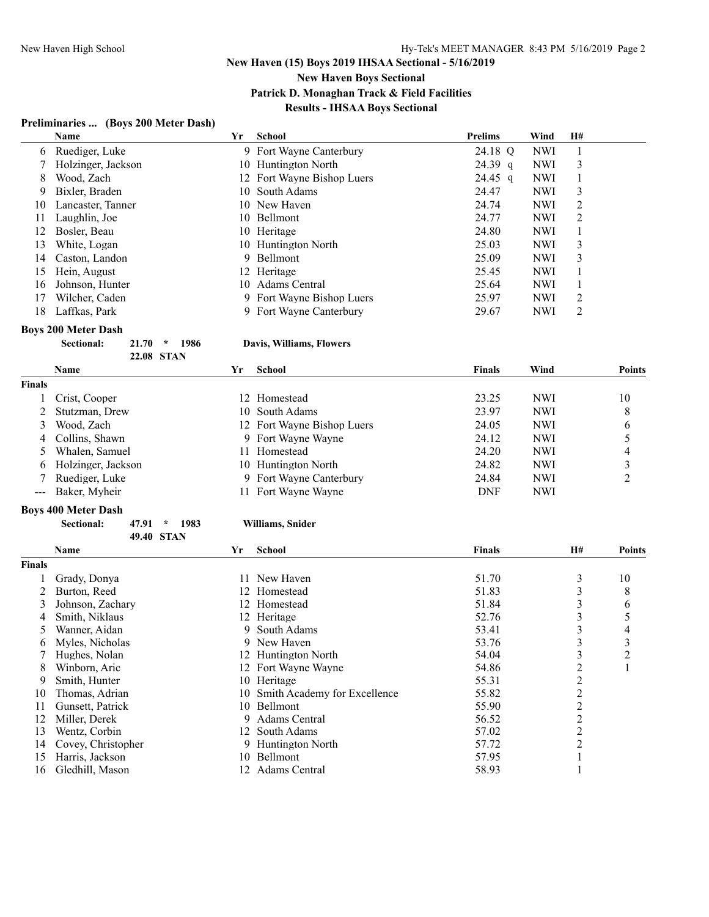## New Haven (15) Boys 2019 IHSAA Sectional - 5/16/2019

**New Haven Boys Sectional**

**Patrick D. Monaghan Track & Field Facilities**

**Results - IHSAA Boys Sectional**

### Preliminaries ... (Boys 200 Meter Dash)

| | Name | Yr | School | Prelims | Wind | H# |
|---|---|---|---|---|---|---|
| 6 | Ruediger, Luke | 9 | Fort Wayne Canterbury | 24.18 Q | NWI | 1 |
| 7 | Holzinger, Jackson | 10 | Huntington North | 24.39 q | NWI | 3 |
| 8 | Wood, Zach | 12 | Fort Wayne Bishop Luers | 24.45 q | NWI | 1 |
| 9 | Bixler, Braden | 10 | South Adams | 24.47 | NWI | 3 |
| 10 | Lancaster, Tanner | 10 | New Haven | 24.74 | NWI | 2 |
| 11 | Laughlin, Joe | 10 | Bellmont | 24.77 | NWI | 2 |
| 12 | Bosler, Beau | 10 | Heritage | 24.80 | NWI | 1 |
| 13 | White, Logan | 10 | Huntington North | 25.03 | NWI | 3 |
| 14 | Caston, Landon | 9 | Bellmont | 25.09 | NWI | 3 |
| 15 | Hein, August | 12 | Heritage | 25.45 | NWI | 1 |
| 16 | Johnson, Hunter | 10 | Adams Central | 25.64 | NWI | 1 |
| 17 | Wilcher, Caden | 9 | Fort Wayne Bishop Luers | 25.97 | NWI | 2 |
| 18 | Laffkas, Park | 9 | Fort Wayne Canterbury | 29.67 | NWI | 2 |

### Boys 200 Meter Dash

Sectional: 21.70 * 1986 Davis, Williams, Flowers
22.08 STAN

| | Name | Yr | School | Finals | Wind | Points |
|---|---|---|---|---|---|---|
| **Finals** | | | | | | |
| 1 | Crist, Cooper | 12 | Homestead | 23.25 | NWI | 10 |
| 2 | Stutzman, Drew | 10 | South Adams | 23.97 | NWI | 8 |
| 3 | Wood, Zach | 12 | Fort Wayne Bishop Luers | 24.05 | NWI | 6 |
| 4 | Collins, Shawn | 9 | Fort Wayne Wayne | 24.12 | NWI | 5 |
| 5 | Whalen, Samuel | 11 | Homestead | 24.20 | NWI | 4 |
| 6 | Holzinger, Jackson | 10 | Huntington North | 24.82 | NWI | 3 |
| 7 | Ruediger, Luke | 9 | Fort Wayne Canterbury | 24.84 | NWI | 2 |
| --- | Baker, Myheir | 11 | Fort Wayne Wayne | DNF | NWI | |

### Boys 400 Meter Dash

Sectional: 47.91 * 1983 Williams, Snider
49.40 STAN

| | Name | Yr | School | Finals | H# | Points |
|---|---|---|---|---|---|---|
| **Finals** | | | | | | |
| 1 | Grady, Donya | 11 | New Haven | 51.70 | 3 | 10 |
| 2 | Burton, Reed | 12 | Homestead | 51.83 | 3 | 8 |
| 3 | Johnson, Zachary | 12 | Homestead | 51.84 | 3 | 6 |
| 4 | Smith, Niklaus | 12 | Heritage | 52.76 | 3 | 5 |
| 5 | Wanner, Aidan | 9 | South Adams | 53.41 | 3 | 4 |
| 6 | Myles, Nicholas | 9 | New Haven | 53.76 | 3 | 3 |
| 7 | Hughes, Nolan | 12 | Huntington North | 54.04 | 3 | 2 |
| 8 | Winborn, Aric | 12 | Fort Wayne Wayne | 54.86 | 2 | 1 |
| 9 | Smith, Hunter | 10 | Heritage | 55.31 | 2 | |
| 10 | Thomas, Adrian | 10 | Smith Academy for Excellence | 55.82 | 2 | |
| 11 | Gunsett, Patrick | 10 | Bellmont | 55.90 | 2 | |
| 12 | Miller, Derek | 9 | Adams Central | 56.52 | 2 | |
| 13 | Wentz, Corbin | 12 | South Adams | 57.02 | 2 | |
| 14 | Covey, Christopher | 9 | Huntington North | 57.72 | 2 | |
| 15 | Harris, Jackson | 10 | Bellmont | 57.95 | 1 | |
| 16 | Gledhill, Mason | 12 | Adams Central | 58.93 | 1 | |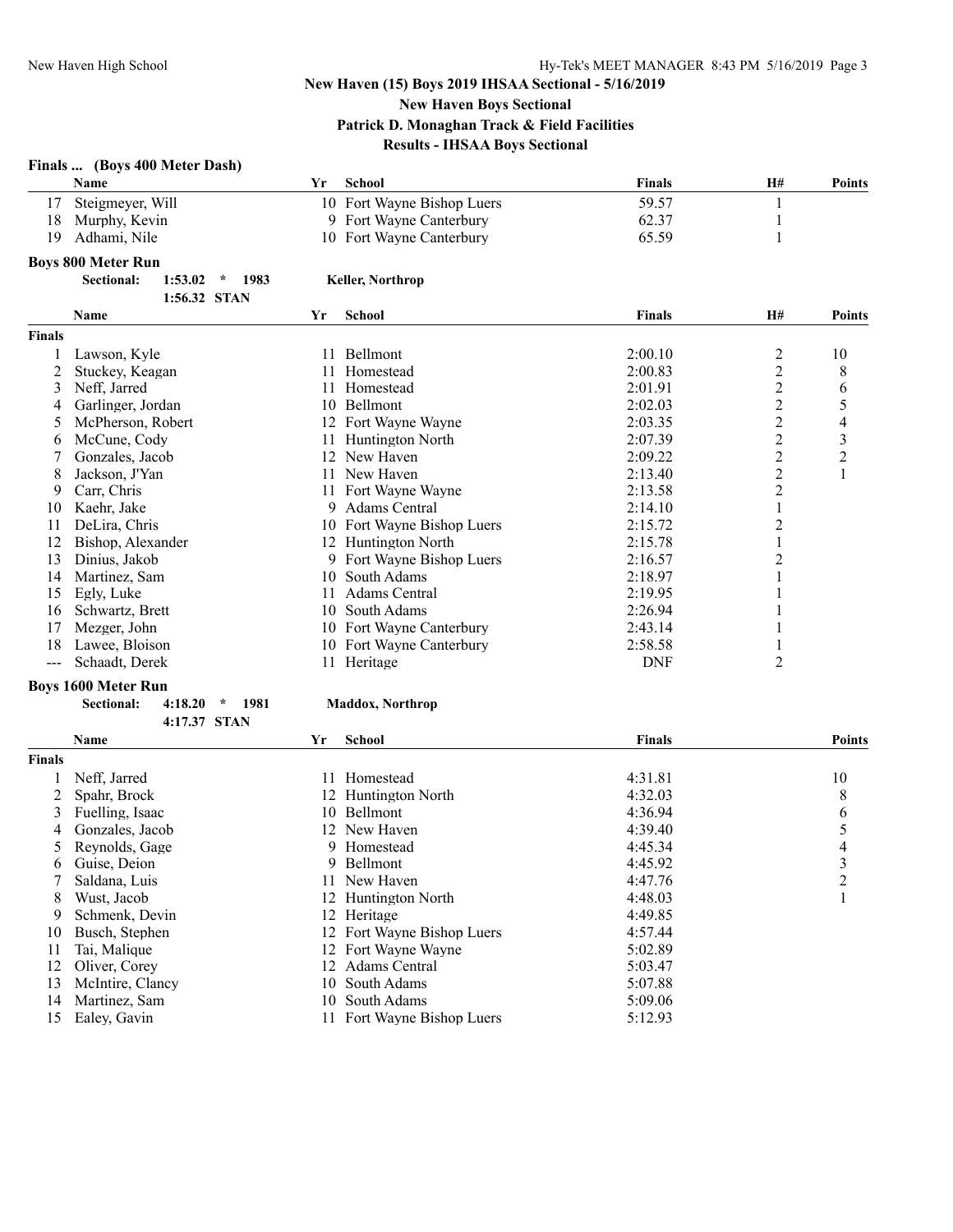**New Haven (15) Boys 2019 IHSAA Sectional - 5/16/2019**

**New Haven Boys Sectional**

**Patrick D. Monaghan Track & Field Facilities**

**Results - IHSAA Boys Sectional**

### Finals ... (Boys 400 Meter Dash)

| | Name | Yr | School | Finals | H# | Points |
|---|---|---|---|---|---|---|
| 17 | Steigmeyer, Will | 10 | Fort Wayne Bishop Luers | 59.57 | 1 | |
| 18 | Murphy, Kevin | 9 | Fort Wayne Canterbury | 62.37 | 1 | |
| 19 | Adhami, Nile | 10 | Fort Wayne Canterbury | 65.59 | 1 | |

### Boys 800 Meter Run

**Sectional:** 1:53.02 * 1983 **Keller, Northrop**
1:56.32 STAN

| | Name | Yr | School | Finals | H# | Points |
|---|---|---|---|---|---|---|
| **Finals** | | | | | | |
| 1 | Lawson, Kyle | 11 | Bellmont | 2:00.10 | 2 | 10 |
| 2 | Stuckey, Keagan | 11 | Homestead | 2:00.83 | 2 | 8 |
| 3 | Neff, Jarred | 11 | Homestead | 2:01.91 | 2 | 6 |
| 4 | Garlinger, Jordan | 10 | Bellmont | 2:02.03 | 2 | 5 |
| 5 | McPherson, Robert | 12 | Fort Wayne Wayne | 2:03.35 | 2 | 4 |
| 6 | McCune, Cody | 11 | Huntington North | 2:07.39 | 2 | 3 |
| 7 | Gonzales, Jacob | 12 | New Haven | 2:09.22 | 2 | 2 |
| 8 | Jackson, J'Yan | 11 | New Haven | 2:13.40 | 2 | 1 |
| 9 | Carr, Chris | 11 | Fort Wayne Wayne | 2:13.58 | 2 | |
| 10 | Kaehr, Jake | 9 | Adams Central | 2:14.10 | 1 | |
| 11 | DeLira, Chris | 10 | Fort Wayne Bishop Luers | 2:15.72 | 2 | |
| 12 | Bishop, Alexander | 12 | Huntington North | 2:15.78 | 1 | |
| 13 | Dinius, Jakob | 9 | Fort Wayne Bishop Luers | 2:16.57 | 2 | |
| 14 | Martinez, Sam | 10 | South Adams | 2:18.97 | 1 | |
| 15 | Egly, Luke | 11 | Adams Central | 2:19.95 | 1 | |
| 16 | Schwartz, Brett | 10 | South Adams | 2:26.94 | 1 | |
| 17 | Mezger, John | 10 | Fort Wayne Canterbury | 2:43.14 | 1 | |
| 18 | Lawee, Bloison | 10 | Fort Wayne Canterbury | 2:58.58 | 1 | |
| --- | Schaadt, Derek | 11 | Heritage | DNF | 2 | |

### Boys 1600 Meter Run

**Sectional:** 4:18.20 * 1981 **Maddox, Northrop**
4:17.37 STAN

| | Name | Yr | School | Finals | Points |
|---|---|---|---|---|---|
| **Finals** | | | | | |
| 1 | Neff, Jarred | 11 | Homestead | 4:31.81 | 10 |
| 2 | Spahr, Brock | 12 | Huntington North | 4:32.03 | 8 |
| 3 | Fuelling, Isaac | 10 | Bellmont | 4:36.94 | 6 |
| 4 | Gonzales, Jacob | 12 | New Haven | 4:39.40 | 5 |
| 5 | Reynolds, Gage | 9 | Homestead | 4:45.34 | 4 |
| 6 | Guise, Deion | 9 | Bellmont | 4:45.92 | 3 |
| 7 | Saldana, Luis | 11 | New Haven | 4:47.76 | 2 |
| 8 | Wust, Jacob | 12 | Huntington North | 4:48.03 | 1 |
| 9 | Schmenk, Devin | 12 | Heritage | 4:49.85 | |
| 10 | Busch, Stephen | 12 | Fort Wayne Bishop Luers | 4:57.44 | |
| 11 | Tai, Malique | 12 | Fort Wayne Wayne | 5:02.89 | |
| 12 | Oliver, Corey | 12 | Adams Central | 5:03.47 | |
| 13 | McIntire, Clancy | 10 | South Adams | 5:07.88 | |
| 14 | Martinez, Sam | 10 | South Adams | 5:09.06 | |
| 15 | Ealey, Gavin | 11 | Fort Wayne Bishop Luers | 5:12.93 | |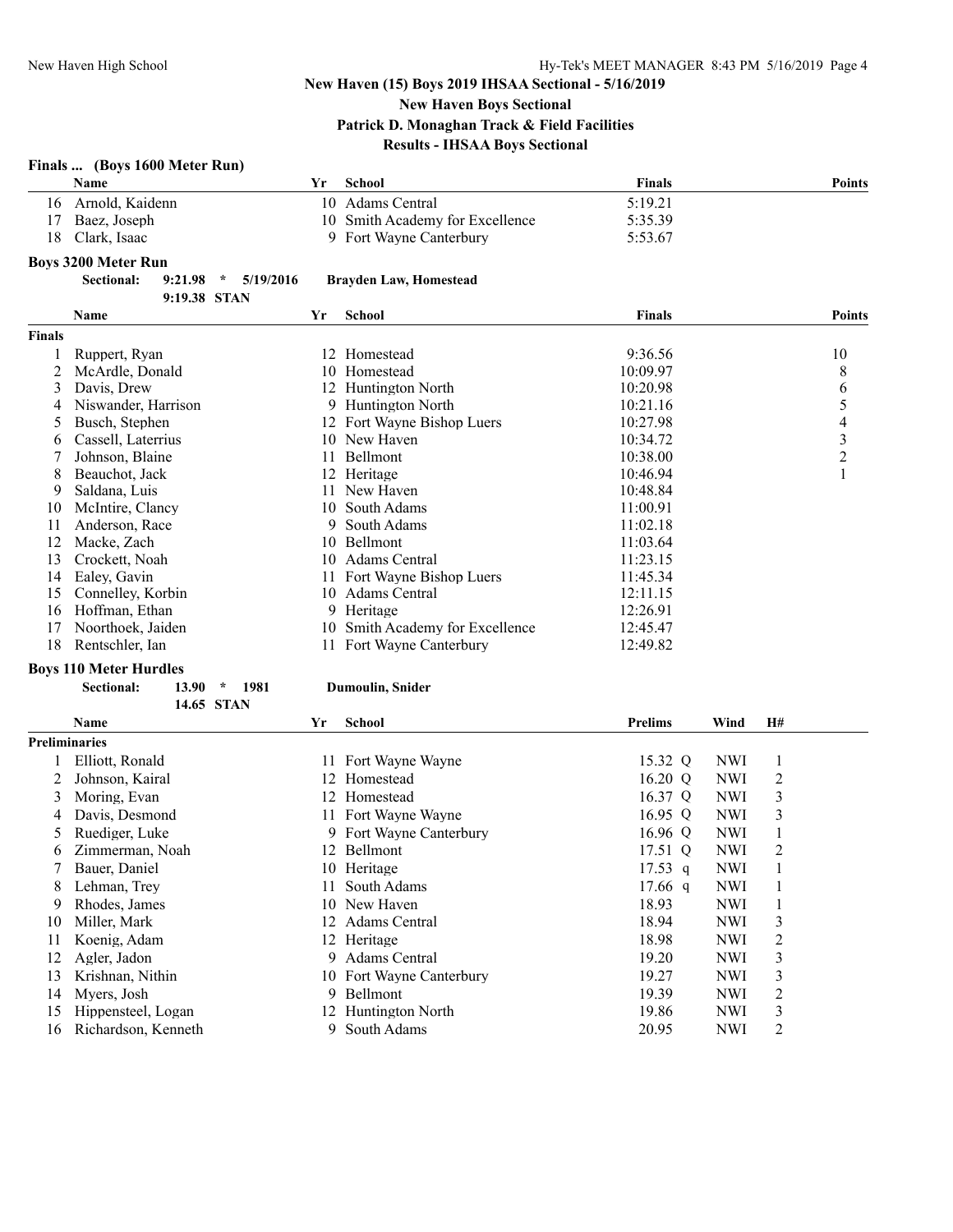## New Haven (15) Boys 2019 IHSAA Sectional - 5/16/2019

### New Haven Boys Sectional

### Patrick D. Monaghan Track & Field Facilities

### Results - IHSAA Boys Sectional

#### Finals ... (Boys 1600 Meter Run)

| | Name | Yr | School | Finals | Points |
|---|---|---|---|---|---|
| 16 | Arnold, Kaidenn | 10 | Adams Central | 5:19.21 | |
| 17 | Baez, Joseph | 10 | Smith Academy for Excellence | 5:35.39 | |
| 18 | Clark, Isaac | 9 | Fort Wayne Canterbury | 5:53.67 | |

#### Boys 3200 Meter Run

Sectional: 9:21.98 * 5/19/2016 Brayden Law, Homestead
9:19.38 STAN

| | Name | Yr | School | Finals | Points |
|---|---|---|---|---|---|
| **Finals** | | | | | |
| 1 | Ruppert, Ryan | 12 | Homestead | 9:36.56 | 10 |
| 2 | McArdle, Donald | 10 | Homestead | 10:09.97 | 8 |
| 3 | Davis, Drew | 12 | Huntington North | 10:20.98 | 6 |
| 4 | Niswander, Harrison | 9 | Huntington North | 10:21.16 | 5 |
| 5 | Busch, Stephen | 12 | Fort Wayne Bishop Luers | 10:27.98 | 4 |
| 6 | Cassell, Laterrius | 10 | New Haven | 10:34.72 | 3 |
| 7 | Johnson, Blaine | 11 | Bellmont | 10:38.00 | 2 |
| 8 | Beauchot, Jack | 12 | Heritage | 10:46.94 | 1 |
| 9 | Saldana, Luis | 11 | New Haven | 10:48.84 | |
| 10 | McIntire, Clancy | 10 | South Adams | 11:00.91 | |
| 11 | Anderson, Race | 9 | South Adams | 11:02.18 | |
| 12 | Macke, Zach | 10 | Bellmont | 11:03.64 | |
| 13 | Crockett, Noah | 10 | Adams Central | 11:23.15 | |
| 14 | Ealey, Gavin | 11 | Fort Wayne Bishop Luers | 11:45.34 | |
| 15 | Connelley, Korbin | 10 | Adams Central | 12:11.15 | |
| 16 | Hoffman, Ethan | 9 | Heritage | 12:26.91 | |
| 17 | Noorthoek, Jaiden | 10 | Smith Academy for Excellence | 12:45.47 | |
| 18 | Rentschler, Ian | 11 | Fort Wayne Canterbury | 12:49.82 | |

#### Boys 110 Meter Hurdles

Sectional: 13.90 * 1981 Dumoulin, Snider
14.65 STAN

| | Name | Yr | School | Prelims | Wind | H# |
|---|---|---|---|---|---|---|
| **Preliminaries** | | | | | | |
| 1 | Elliott, Ronald | 11 | Fort Wayne Wayne | 15.32 Q | NWI | 1 |
| 2 | Johnson, Kairal | 12 | Homestead | 16.20 Q | NWI | 2 |
| 3 | Moring, Evan | 12 | Homestead | 16.37 Q | NWI | 3 |
| 4 | Davis, Desmond | 11 | Fort Wayne Wayne | 16.95 Q | NWI | 3 |
| 5 | Ruediger, Luke | 9 | Fort Wayne Canterbury | 16.96 Q | NWI | 1 |
| 6 | Zimmerman, Noah | 12 | Bellmont | 17.51 Q | NWI | 2 |
| 7 | Bauer, Daniel | 10 | Heritage | 17.53 q | NWI | 1 |
| 8 | Lehman, Trey | 11 | South Adams | 17.66 q | NWI | 1 |
| 9 | Rhodes, James | 10 | New Haven | 18.93 | NWI | 1 |
| 10 | Miller, Mark | 12 | Adams Central | 18.94 | NWI | 3 |
| 11 | Koenig, Adam | 12 | Heritage | 18.98 | NWI | 2 |
| 12 | Agler, Jadon | 9 | Adams Central | 19.20 | NWI | 3 |
| 13 | Krishnan, Nithin | 10 | Fort Wayne Canterbury | 19.27 | NWI | 3 |
| 14 | Myers, Josh | 9 | Bellmont | 19.39 | NWI | 2 |
| 15 | Hippensteel, Logan | 12 | Huntington North | 19.86 | NWI | 3 |
| 16 | Richardson, Kenneth | 9 | South Adams | 20.95 | NWI | 2 |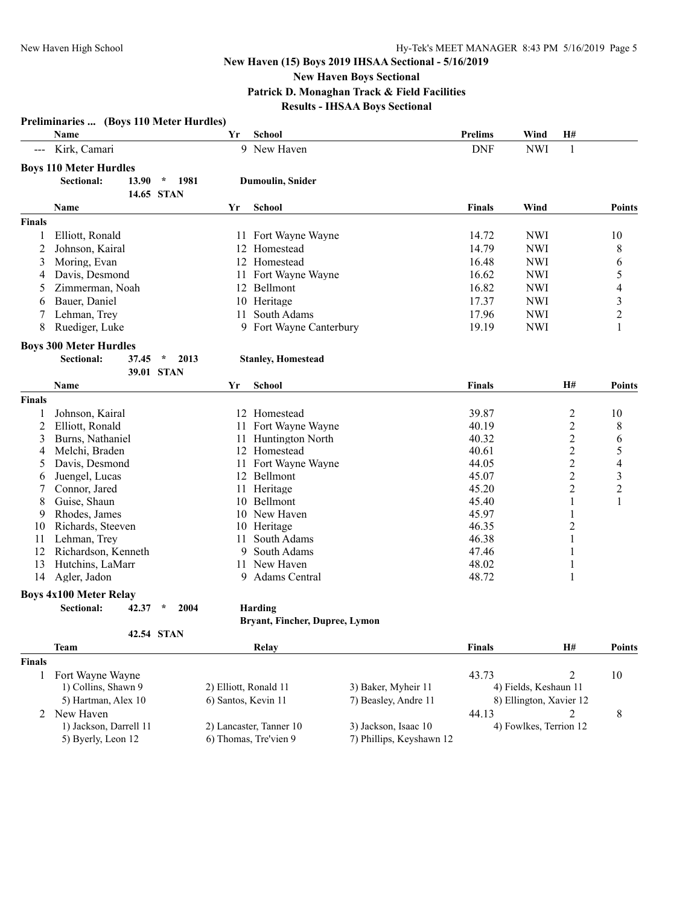### New Haven (15) Boys 2019 IHSAA Sectional - 5/16/2019

**New Haven Boys Sectional**

**Patrick D. Monaghan Track & Field Facilities**

**Results - IHSAA Boys Sectional**

**Preliminaries ... (Boys 110 Meter Hurdles)**

| | Name | Yr | School | Prelims | Wind | H# |
|---|---|---|---|---|---|---|
| --- | Kirk, Camari | 9 | New Haven | DNF | NWI | 1 |

**Boys 110 Meter Hurdles**

Sectional: 13.90 * 1981 Dumoulin, Snider

14.65 STAN

| | Name | Yr | School | Finals | Wind | Points |
|---|---|---|---|---|---|---|
| **Finals** | | | | | | |
| 1 | Elliott, Ronald | 11 | Fort Wayne Wayne | 14.72 | NWI | 10 |
| 2 | Johnson, Kairal | 12 | Homestead | 14.79 | NWI | 8 |
| 3 | Moring, Evan | 12 | Homestead | 16.48 | NWI | 6 |
| 4 | Davis, Desmond | 11 | Fort Wayne Wayne | 16.62 | NWI | 5 |
| 5 | Zimmerman, Noah | 12 | Bellmont | 16.82 | NWI | 4 |
| 6 | Bauer, Daniel | 10 | Heritage | 17.37 | NWI | 3 |
| 7 | Lehman, Trey | 11 | South Adams | 17.96 | NWI | 2 |
| 8 | Ruediger, Luke | 9 | Fort Wayne Canterbury | 19.19 | NWI | 1 |

**Boys 300 Meter Hurdles**

Sectional: 37.45 * 2013 Stanley, Homestead

39.01 STAN

| | Name | Yr | School | Finals | H# | Points |
|---|---|---|---|---|---|---|
| **Finals** | | | | | | |
| 1 | Johnson, Kairal | 12 | Homestead | 39.87 | 2 | 10 |
| 2 | Elliott, Ronald | 11 | Fort Wayne Wayne | 40.19 | 2 | 8 |
| 3 | Burns, Nathaniel | 11 | Huntington North | 40.32 | 2 | 6 |
| 4 | Melchi, Braden | 12 | Homestead | 40.61 | 2 | 5 |
| 5 | Davis, Desmond | 11 | Fort Wayne Wayne | 44.05 | 2 | 4 |
| 6 | Juengel, Lucas | 12 | Bellmont | 45.07 | 2 | 3 |
| 7 | Connor, Jared | 11 | Heritage | 45.20 | 2 | 2 |
| 8 | Guise, Shaun | 10 | Bellmont | 45.40 | 1 | 1 |
| 9 | Rhodes, James | 10 | New Haven | 45.97 | 1 | |
| 10 | Richards, Steeven | 10 | Heritage | 46.35 | 2 | |
| 11 | Lehman, Trey | 11 | South Adams | 46.38 | 1 | |
| 12 | Richardson, Kenneth | 9 | South Adams | 47.46 | 1 | |
| 13 | Hutchins, LaMarr | 11 | New Haven | 48.02 | 1 | |
| 14 | Agler, Jadon | 9 | Adams Central | 48.72 | 1 | |

**Boys 4x100 Meter Relay**

Sectional: 42.37 * 2004 Harding

Bryant, Fincher, Dupree, Lymon

42.54 STAN

| | Team | Relay | | Finals | H# | Points |
|---|---|---|---|---|---|---|
| **Finals** | | | | | | |
| 1 | Fort Wayne Wayne | | | 43.73 | 2 | 10 |
| | 1) Collins, Shawn 9 | 2) Elliott, Ronald 11 | 3) Baker, Myheir 11 | 4) Fields, Keshaun 11 | | |
| | 5) Hartman, Alex 10 | 6) Santos, Kevin 11 | 7) Beasley, Andre 11 | 8) Ellington, Xavier 12 | | |
| 2 | New Haven | | | 44.13 | 2 | 8 |
| | 1) Jackson, Darrell 11 | 2) Lancaster, Tanner 10 | 3) Jackson, Isaac 10 | 4) Fowlkes, Terrion 12 | | |
| | 5) Byerly, Leon 12 | 6) Thomas, Tre'vien 9 | 7) Phillips, Keyshawn 12 | | | |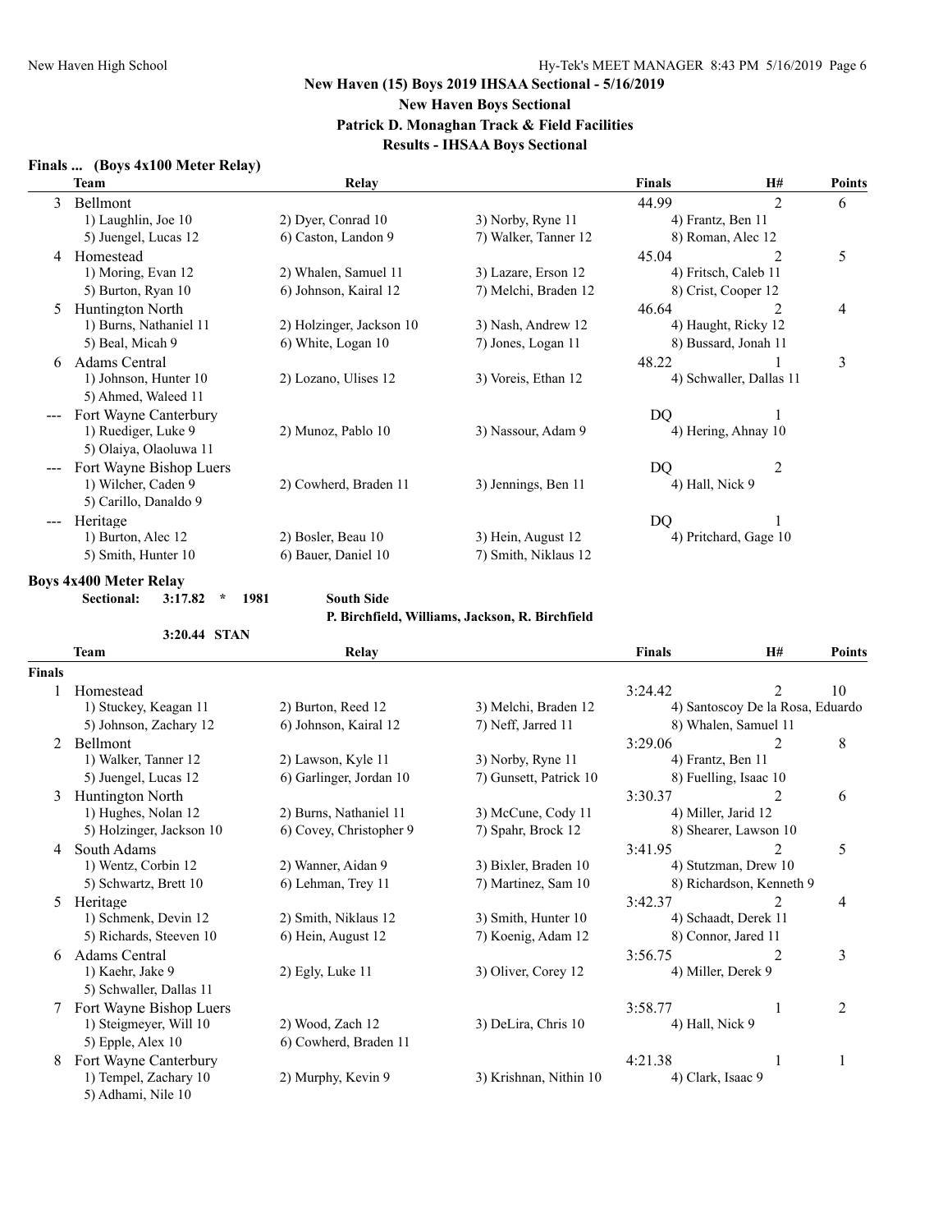## New Haven (15) Boys 2019 IHSAA Sectional - 5/16/2019

### New Haven Boys Sectional

### Patrick D. Monaghan Track & Field Facilities

### Results - IHSAA Boys Sectional

**Finals ... (Boys 4x100 Meter Relay)**

| | Team | Relay | | Finals | H# | Points |
|---|---|---|---|---|---|---|
| 3 | Bellmont | | | 44.99 | 2 | 6 |
| | 1) Laughlin, Joe 10 | 2) Dyer, Conrad 10 | 3) Norby, Ryne 11 | 4) Frantz, Ben 11 | | |
| | 5) Juengel, Lucas 12 | 6) Caston, Landon 9 | 7) Walker, Tanner 12 | 8) Roman, Alec 12 | | |
| 4 | Homestead | | | 45.04 | 2 | 5 |
| | 1) Moring, Evan 12 | 2) Whalen, Samuel 11 | 3) Lazare, Erson 12 | 4) Fritsch, Caleb 11 | | |
| | 5) Burton, Ryan 10 | 6) Johnson, Kairal 12 | 7) Melchi, Braden 12 | 8) Crist, Cooper 12 | | |
| 5 | Huntington North | | | 46.64 | 2 | 4 |
| | 1) Burns, Nathaniel 11 | 2) Holzinger, Jackson 10 | 3) Nash, Andrew 12 | 4) Haught, Ricky 12 | | |
| | 5) Beal, Micah 9 | 6) White, Logan 10 | 7) Jones, Logan 11 | 8) Bussard, Jonah 11 | | |
| 6 | Adams Central | | | 48.22 | 1 | 3 |
| | 1) Johnson, Hunter 10 | 2) Lozano, Ulises 12 | 3) Voreis, Ethan 12 | 4) Schwaller, Dallas 11 | | |
| | 5) Ahmed, Waleed 11 | | | | | |
| --- | Fort Wayne Canterbury | | | DQ | 1 | |
| | 1) Ruediger, Luke 9 | 2) Munoz, Pablo 10 | 3) Nassour, Adam 9 | 4) Hering, Ahnay 10 | | |
| | 5) Olaiya, Olaoluwa 11 | | | | | |
| --- | Fort Wayne Bishop Luers | | | DQ | 2 | |
| | 1) Wilcher, Caden 9 | 2) Cowherd, Braden 11 | 3) Jennings, Ben 11 | 4) Hall, Nick 9 | | |
| | 5) Carillo, Danaldo 9 | | | | | |
| --- | Heritage | | | DQ | 1 | |
| | 1) Burton, Alec 12 | 2) Bosler, Beau 10 | 3) Hein, August 12 | 4) Pritchard, Gage 10 | | |
| | 5) Smith, Hunter 10 | 6) Bauer, Daniel 10 | 7) Smith, Niklaus 12 | | | |

**Boys 4x400 Meter Relay**

Sectional: 3:17.82 * 1981 South Side
P. Birchfield, Williams, Jackson, R. Birchfield

3:20.44 STAN

| | Team | Relay | | Finals | H# | Points |
|---|---|---|---|---|---|---|
| **Finals** | | | | | | |
| 1 | Homestead | | | 3:24.42 | 2 | 10 |
| | 1) Stuckey, Keagan 11 | 2) Burton, Reed 12 | 3) Melchi, Braden 12 | 4) Santoscoy De la Rosa, Eduardo | | |
| | 5) Johnson, Zachary 12 | 6) Johnson, Kairal 12 | 7) Neff, Jarred 11 | 8) Whalen, Samuel 11 | | |
| 2 | Bellmont | | | 3:29.06 | 2 | 8 |
| | 1) Walker, Tanner 12 | 2) Lawson, Kyle 11 | 3) Norby, Ryne 11 | 4) Frantz, Ben 11 | | |
| | 5) Juengel, Lucas 12 | 6) Garlinger, Jordan 10 | 7) Gunsett, Patrick 10 | 8) Fuelling, Isaac 10 | | |
| 3 | Huntington North | | | 3:30.37 | 2 | 6 |
| | 1) Hughes, Nolan 12 | 2) Burns, Nathaniel 11 | 3) McCune, Cody 11 | 4) Miller, Jarid 12 | | |
| | 5) Holzinger, Jackson 10 | 6) Covey, Christopher 9 | 7) Spahr, Brock 12 | 8) Shearer, Lawson 10 | | |
| 4 | South Adams | | | 3:41.95 | 2 | 5 |
| | 1) Wentz, Corbin 12 | 2) Wanner, Aidan 9 | 3) Bixler, Braden 10 | 4) Stutzman, Drew 10 | | |
| | 5) Schwartz, Brett 10 | 6) Lehman, Trey 11 | 7) Martinez, Sam 10 | 8) Richardson, Kenneth 9 | | |
| 5 | Heritage | | | 3:42.37 | 2 | 4 |
| | 1) Schmenk, Devin 12 | 2) Smith, Niklaus 12 | 3) Smith, Hunter 10 | 4) Schaadt, Derek 11 | | |
| | 5) Richards, Steeven 10 | 6) Hein, August 12 | 7) Koenig, Adam 12 | 8) Connor, Jared 11 | | |
| 6 | Adams Central | | | 3:56.75 | 2 | 3 |
| | 1) Kaehr, Jake 9 | 2) Egly, Luke 11 | 3) Oliver, Corey 12 | 4) Miller, Derek 9 | | |
| | 5) Schwaller, Dallas 11 | | | | | |
| 7 | Fort Wayne Bishop Luers | | | 3:58.77 | 1 | 2 |
| | 1) Steigmeyer, Will 10 | 2) Wood, Zach 12 | 3) DeLira, Chris 10 | 4) Hall, Nick 9 | | |
| | 5) Epple, Alex 10 | 6) Cowherd, Braden 11 | | | | |
| 8 | Fort Wayne Canterbury | | | 4:21.38 | 1 | 1 |
| | 1) Tempel, Zachary 10 | 2) Murphy, Kevin 9 | 3) Krishnan, Nithin 10 | 4) Clark, Isaac 9 | | |
| | 5) Adhami, Nile 10 | | | | | |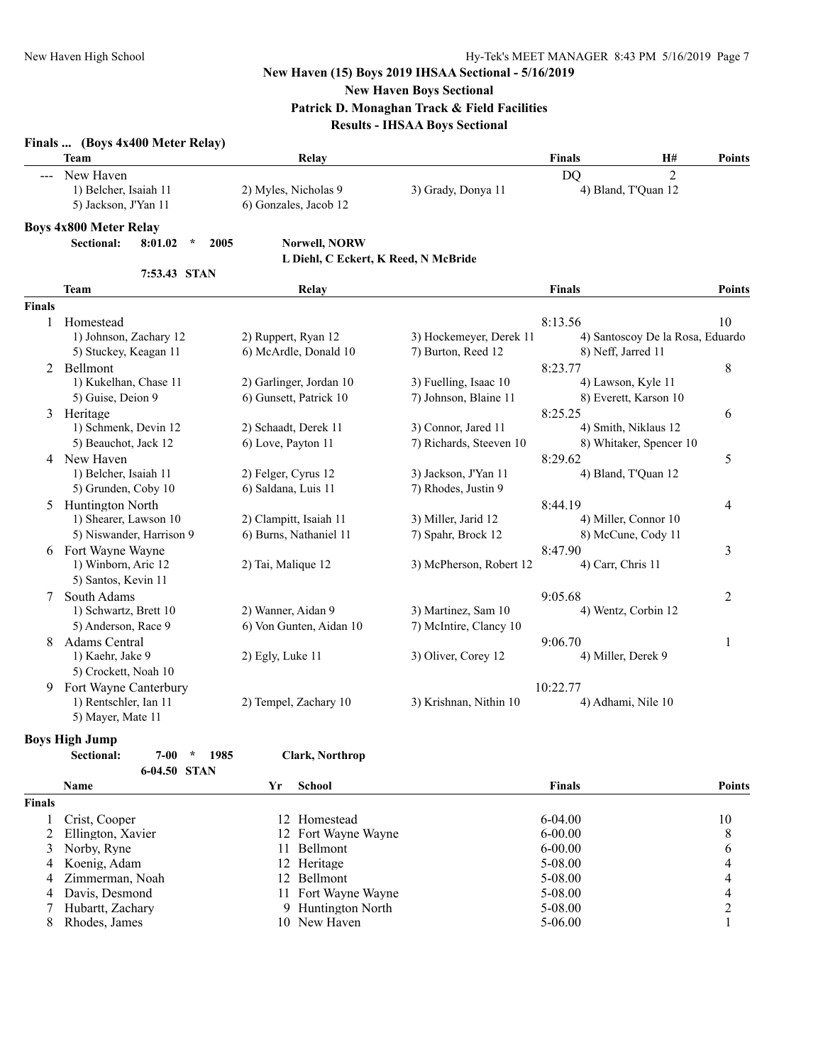## New Haven (15) Boys 2019 IHSAA Sectional - 5/16/2019

**New Haven Boys Sectional**

**Patrick D. Monaghan Track & Field Facilities**

**Results - IHSAA Boys Sectional**

### Finals ... (Boys 4x400 Meter Relay)

| | Team | Relay | | Finals | H# | Points |
|---|---|---|---|---|---|---|
| --- | New Haven | | | DQ | 2 | |
| | 1) Belcher, Isaiah 11 | 2) Myles, Nicholas 9 | 3) Grady, Donya 11 | 4) Bland, T'Quan 12 | | |
| | 5) Jackson, J'Yan 11 | 6) Gonzales, Jacob 12 | | | | |

### Boys 4x800 Meter Relay

**Sectional:** 8:01.02 * 2005 — **Norwell, NORW**

**L Diehl, C Eckert, K Reed, N McBride**

7:53.43 STAN

| | Team | Relay | | Finals | Points |
|---|---|---|---|---|---|
| **Finals** | | | | | |
| 1 | Homestead | | | 8:13.56 | 10 |
| | 1) Johnson, Zachary 12 | 2) Ruppert, Ryan 12 | 3) Hockemeyer, Derek 11 | 4) Santoscoy De la Rosa, Eduardo | |
| | 5) Stuckey, Keagan 11 | 6) McArdle, Donald 10 | 7) Burton, Reed 12 | 8) Neff, Jarred 11 | |
| 2 | Bellmont | | | 8:23.77 | 8 |
| | 1) Kukelhan, Chase 11 | 2) Garlinger, Jordan 10 | 3) Fuelling, Isaac 10 | 4) Lawson, Kyle 11 | |
| | 5) Guise, Deion 9 | 6) Gunsett, Patrick 10 | 7) Johnson, Blaine 11 | 8) Everett, Karson 10 | |
| 3 | Heritage | | | 8:25.25 | 6 |
| | 1) Schmenk, Devin 12 | 2) Schaadt, Derek 11 | 3) Connor, Jared 11 | 4) Smith, Niklaus 12 | |
| | 5) Beauchot, Jack 12 | 6) Love, Payton 11 | 7) Richards, Steeven 10 | 8) Whitaker, Spencer 10 | |
| 4 | New Haven | | | 8:29.62 | 5 |
| | 1) Belcher, Isaiah 11 | 2) Felger, Cyrus 12 | 3) Jackson, J'Yan 11 | 4) Bland, T'Quan 12 | |
| | 5) Grunden, Coby 10 | 6) Saldana, Luis 11 | 7) Rhodes, Justin 9 | | |
| 5 | Huntington North | | | 8:44.19 | 4 |
| | 1) Shearer, Lawson 10 | 2) Clampitt, Isaiah 11 | 3) Miller, Jarid 12 | 4) Miller, Connor 10 | |
| | 5) Niswander, Harrison 9 | 6) Burns, Nathaniel 11 | 7) Spahr, Brock 12 | 8) McCune, Cody 11 | |
| 6 | Fort Wayne Wayne | | | 8:47.90 | 3 |
| | 1) Winborn, Aric 12 | 2) Tai, Malique 12 | 3) McPherson, Robert 12 | 4) Carr, Chris 11 | |
| | 5) Santos, Kevin 11 | | | | |
| 7 | South Adams | | | 9:05.68 | 2 |
| | 1) Schwartz, Brett 10 | 2) Wanner, Aidan 9 | 3) Martinez, Sam 10 | 4) Wentz, Corbin 12 | |
| | 5) Anderson, Race 9 | 6) Von Gunten, Aidan 10 | 7) McIntire, Clancy 10 | | |
| 8 | Adams Central | | | 9:06.70 | 1 |
| | 1) Kaehr, Jake 9 | 2) Egly, Luke 11 | 3) Oliver, Corey 12 | 4) Miller, Derek 9 | |
| | 5) Crockett, Noah 10 | | | | |
| 9 | Fort Wayne Canterbury | | | 10:22.77 | |
| | 1) Rentschler, Ian 11 | 2) Tempel, Zachary 10 | 3) Krishnan, Nithin 10 | 4) Adhami, Nile 10 | |
| | 5) Mayer, Mate 11 | | | | |

### Boys High Jump

**Sectional:** 7-00 * 1985 — **Clark, Northrop**

6-04.50 STAN

| | Name | Yr | School | Finals | Points |
|---|---|---|---|---|---|
| **Finals** | | | | | |
| 1 | Crist, Cooper | 12 | Homestead | 6-04.00 | 10 |
| 2 | Ellington, Xavier | 12 | Fort Wayne Wayne | 6-00.00 | 8 |
| 3 | Norby, Ryne | 11 | Bellmont | 6-00.00 | 6 |
| 4 | Koenig, Adam | 12 | Heritage | 5-08.00 | 4 |
| 4 | Zimmerman, Noah | 12 | Bellmont | 5-08.00 | 4 |
| 4 | Davis, Desmond | 11 | Fort Wayne Wayne | 5-08.00 | 4 |
| 7 | Hubartt, Zachary | 9 | Huntington North | 5-08.00 | 2 |
| 8 | Rhodes, James | 10 | New Haven | 5-06.00 | 1 |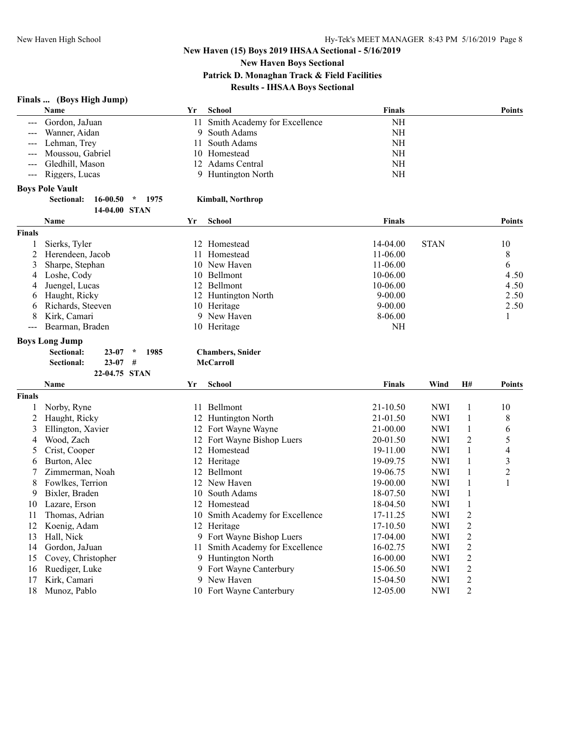## New Haven (15) Boys 2019 IHSAA Sectional - 5/16/2019

**New Haven Boys Sectional**

**Patrick D. Monaghan Track & Field Facilities**

**Results - IHSAA Boys Sectional**

### Finals ... (Boys High Jump)

| | Name | Yr | School | Finals | Points |
|---|---|---|---|---|---|
| --- | Gordon, JaJuan | 11 | Smith Academy for Excellence | NH | |
| --- | Wanner, Aidan | 9 | South Adams | NH | |
| --- | Lehman, Trey | 11 | South Adams | NH | |
| --- | Moussou, Gabriel | 10 | Homestead | NH | |
| --- | Gledhill, Mason | 12 | Adams Central | NH | |
| --- | Riggers, Lucas | 9 | Huntington North | NH | |

### Boys Pole Vault

**Sectional:** 16-00.50 * 1975 **Kimball, Northrop**

14-04.00 STAN

| | Name | Yr | School | Finals | | Points |
|---|---|---|---|---|---|---|
| **Finals** | | | | | | |
| 1 | Sierks, Tyler | 12 | Homestead | 14-04.00 | STAN | 10 |
| 2 | Herendeen, Jacob | 11 | Homestead | 11-06.00 | | 8 |
| 3 | Sharpe, Stephan | 10 | New Haven | 11-06.00 | | 6 |
| 4 | Loshe, Cody | 10 | Bellmont | 10-06.00 | | 4.50 |
| 4 | Juengel, Lucas | 12 | Bellmont | 10-06.00 | | 4.50 |
| 6 | Haught, Ricky | 12 | Huntington North | 9-00.00 | | 2.50 |
| 6 | Richards, Steeven | 10 | Heritage | 9-00.00 | | 2.50 |
| 8 | Kirk, Camari | 9 | New Haven | 8-06.00 | | 1 |
| --- | Bearman, Braden | 10 | Heritage | NH | | |

### Boys Long Jump

**Sectional:** 23-07 * 1985 **Chambers, Snider**

**Sectional:** 23-07 # **McCarroll**

22-04.75 STAN

| | Name | Yr | School | Finals | Wind | H# | Points |
|---|---|---|---|---|---|---|---|
| **Finals** | | | | | | | |
| 1 | Norby, Ryne | 11 | Bellmont | 21-10.50 | NWI | 1 | 10 |
| 2 | Haught, Ricky | 12 | Huntington North | 21-01.50 | NWI | 1 | 8 |
| 3 | Ellington, Xavier | 12 | Fort Wayne Wayne | 21-00.00 | NWI | 1 | 6 |
| 4 | Wood, Zach | 12 | Fort Wayne Bishop Luers | 20-01.50 | NWI | 2 | 5 |
| 5 | Crist, Cooper | 12 | Homestead | 19-11.00 | NWI | 1 | 4 |
| 6 | Burton, Alec | 12 | Heritage | 19-09.75 | NWI | 1 | 3 |
| 7 | Zimmerman, Noah | 12 | Bellmont | 19-06.75 | NWI | 1 | 2 |
| 8 | Fowlkes, Terrion | 12 | New Haven | 19-00.00 | NWI | 1 | 1 |
| 9 | Bixler, Braden | 10 | South Adams | 18-07.50 | NWI | 1 | |
| 10 | Lazare, Erson | 12 | Homestead | 18-04.50 | NWI | 1 | |
| 11 | Thomas, Adrian | 10 | Smith Academy for Excellence | 17-11.25 | NWI | 2 | |
| 12 | Koenig, Adam | 12 | Heritage | 17-10.50 | NWI | 2 | |
| 13 | Hall, Nick | 9 | Fort Wayne Bishop Luers | 17-04.00 | NWI | 2 | |
| 14 | Gordon, JaJuan | 11 | Smith Academy for Excellence | 16-02.75 | NWI | 2 | |
| 15 | Covey, Christopher | 9 | Huntington North | 16-00.00 | NWI | 2 | |
| 16 | Ruediger, Luke | 9 | Fort Wayne Canterbury | 15-06.50 | NWI | 2 | |
| 17 | Kirk, Camari | 9 | New Haven | 15-04.50 | NWI | 2 | |
| 18 | Munoz, Pablo | 10 | Fort Wayne Canterbury | 12-05.00 | NWI | 2 | |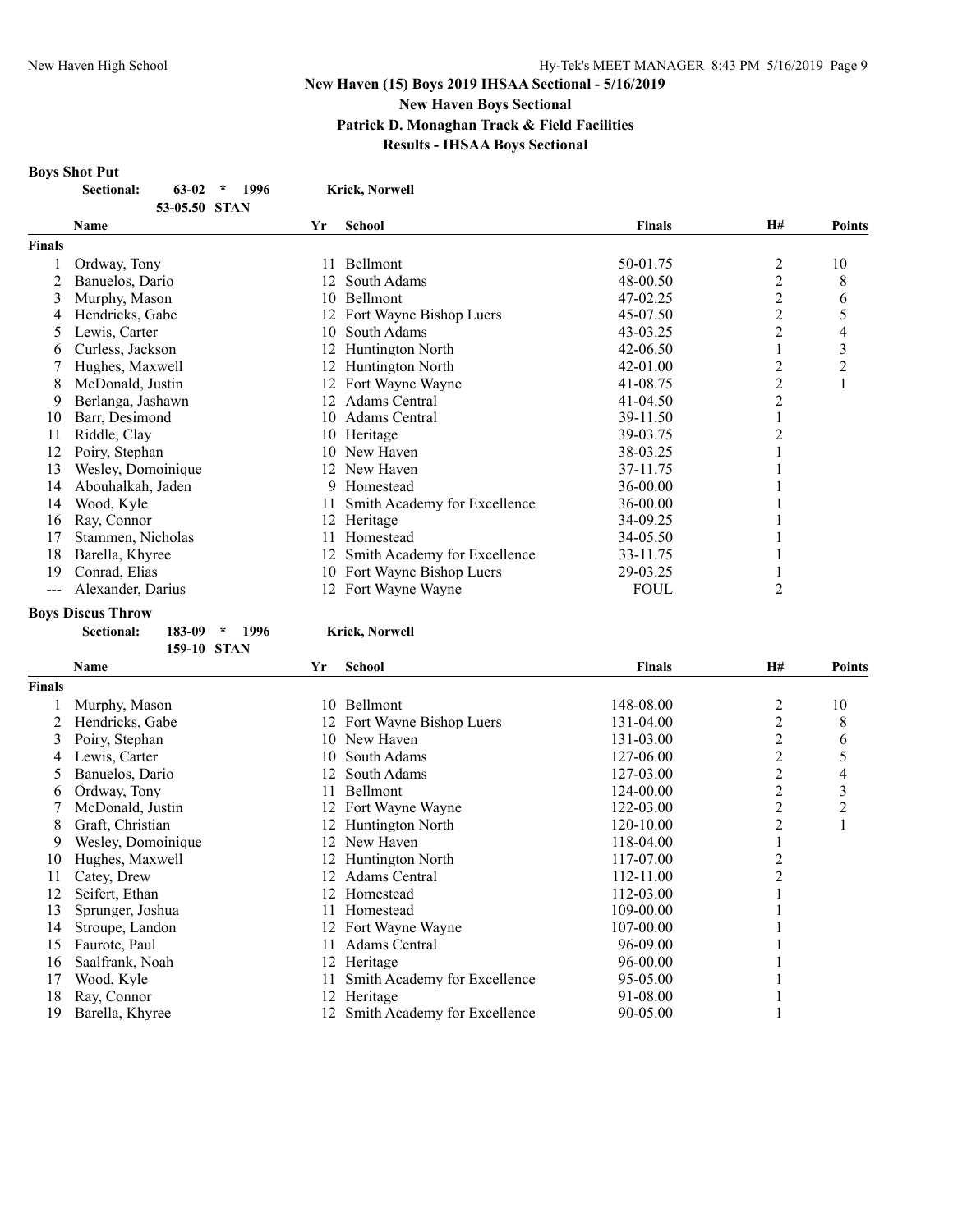# New Haven (15) Boys 2019 IHSAA Sectional - 5/16/2019

## New Haven Boys Sectional

## Patrick D. Monaghan Track & Field Facilities

## Results - IHSAA Boys Sectional

### Boys Shot Put

**Sectional:** **63-02** * **1996** **Krick, Norwell**
**53-05.50 STAN**

| | Name | Yr | School | Finals | H# | Points |
|---|---|---|---|---|---|---|
| **Finals** | | | | | | |
| 1 | Ordway, Tony | 11 | Bellmont | 50-01.75 | 2 | 10 |
| 2 | Banuelos, Dario | 12 | South Adams | 48-00.50 | 2 | 8 |
| 3 | Murphy, Mason | 10 | Bellmont | 47-02.25 | 2 | 6 |
| 4 | Hendricks, Gabe | 12 | Fort Wayne Bishop Luers | 45-07.50 | 2 | 5 |
| 5 | Lewis, Carter | 10 | South Adams | 43-03.25 | 2 | 4 |
| 6 | Curless, Jackson | 12 | Huntington North | 42-06.50 | 1 | 3 |
| 7 | Hughes, Maxwell | 12 | Huntington North | 42-01.00 | 2 | 2 |
| 8 | McDonald, Justin | 12 | Fort Wayne Wayne | 41-08.75 | 2 | 1 |
| 9 | Berlanga, Jashawn | 12 | Adams Central | 41-04.50 | 2 | |
| 10 | Barr, Desimond | 10 | Adams Central | 39-11.50 | 1 | |
| 11 | Riddle, Clay | 10 | Heritage | 39-03.75 | 2 | |
| 12 | Poiry, Stephan | 10 | New Haven | 38-03.25 | 1 | |
| 13 | Wesley, Domoinique | 12 | New Haven | 37-11.75 | 1 | |
| 14 | Abouhalkah, Jaden | 9 | Homestead | 36-00.00 | 1 | |
| 14 | Wood, Kyle | 11 | Smith Academy for Excellence | 36-00.00 | 1 | |
| 16 | Ray, Connor | 12 | Heritage | 34-09.25 | 1 | |
| 17 | Stammen, Nicholas | 11 | Homestead | 34-05.50 | 1 | |
| 18 | Barella, Khyree | 12 | Smith Academy for Excellence | 33-11.75 | 1 | |
| 19 | Conrad, Elias | 10 | Fort Wayne Bishop Luers | 29-03.25 | 1 | |
| --- | Alexander, Darius | 12 | Fort Wayne Wayne | FOUL | 2 | |

### Boys Discus Throw

**Sectional:** **183-09** * **1996** **Krick, Norwell**
**159-10 STAN**

| | Name | Yr | School | Finals | H# | Points |
|---|---|---|---|---|---|---|
| **Finals** | | | | | | |
| 1 | Murphy, Mason | 10 | Bellmont | 148-08.00 | 2 | 10 |
| 2 | Hendricks, Gabe | 12 | Fort Wayne Bishop Luers | 131-04.00 | 2 | 8 |
| 3 | Poiry, Stephan | 10 | New Haven | 131-03.00 | 2 | 6 |
| 4 | Lewis, Carter | 10 | South Adams | 127-06.00 | 2 | 5 |
| 5 | Banuelos, Dario | 12 | South Adams | 127-03.00 | 2 | 4 |
| 6 | Ordway, Tony | 11 | Bellmont | 124-00.00 | 2 | 3 |
| 7 | McDonald, Justin | 12 | Fort Wayne Wayne | 122-03.00 | 2 | 2 |
| 8 | Graft, Christian | 12 | Huntington North | 120-10.00 | 2 | 1 |
| 9 | Wesley, Domoinique | 12 | New Haven | 118-04.00 | 1 | |
| 10 | Hughes, Maxwell | 12 | Huntington North | 117-07.00 | 2 | |
| 11 | Catey, Drew | 12 | Adams Central | 112-11.00 | 2 | |
| 12 | Seifert, Ethan | 12 | Homestead | 112-03.00 | 1 | |
| 13 | Sprunger, Joshua | 11 | Homestead | 109-00.00 | 1 | |
| 14 | Stroupe, Landon | 12 | Fort Wayne Wayne | 107-00.00 | 1 | |
| 15 | Faurote, Paul | 11 | Adams Central | 96-09.00 | 1 | |
| 16 | Saalfrank, Noah | 12 | Heritage | 96-00.00 | 1 | |
| 17 | Wood, Kyle | 11 | Smith Academy for Excellence | 95-05.00 | 1 | |
| 18 | Ray, Connor | 12 | Heritage | 91-08.00 | 1 | |
| 19 | Barella, Khyree | 12 | Smith Academy for Excellence | 90-05.00 | 1 | |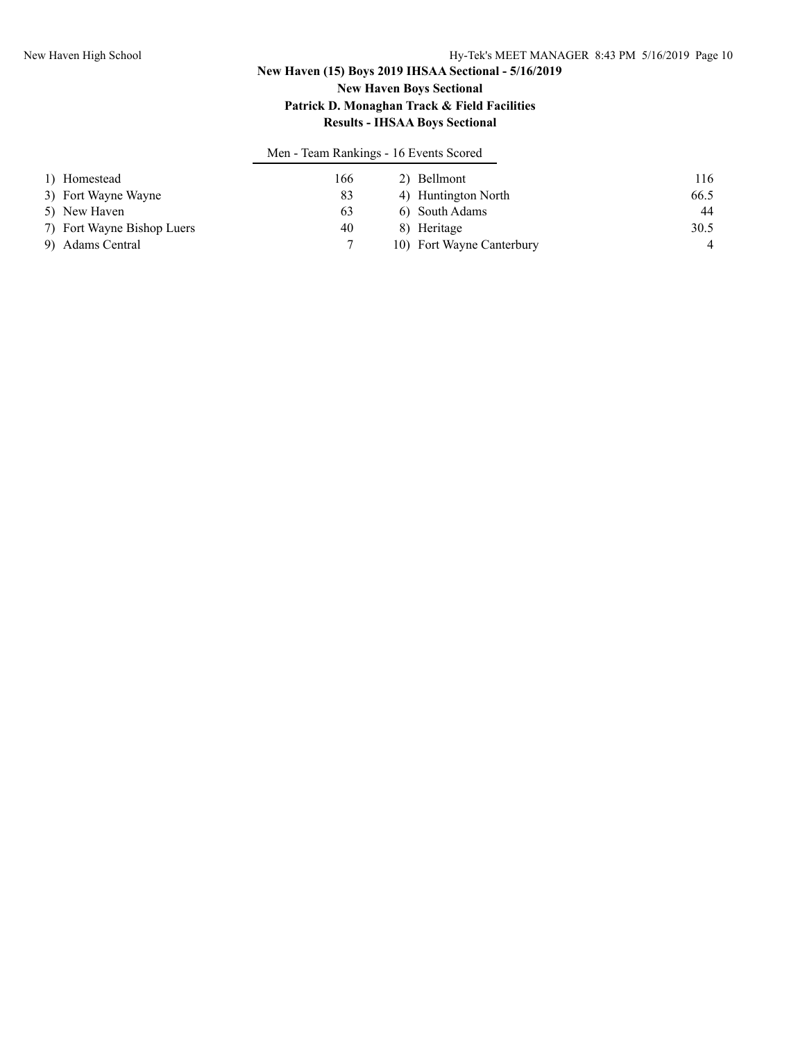**New Haven (15) Boys 2019 IHSAA Sectional - 5/16/2019**

**New Haven Boys Sectional**

**Patrick D. Monaghan Track & Field Facilities**

**Results - IHSAA Boys Sectional**

Men - Team Rankings - 16 Events Scored

| | | | |
|---|---|---|---|
| 1) Homestead | 166 | 2) Bellmont | 116 |
| 3) Fort Wayne Wayne | 83 | 4) Huntington North | 66.5 |
| 5) New Haven | 63 | 6) South Adams | 44 |
| 7) Fort Wayne Bishop Luers | 40 | 8) Heritage | 30.5 |
| 9) Adams Central | 7 | 10) Fort Wayne Canterbury | 4 |